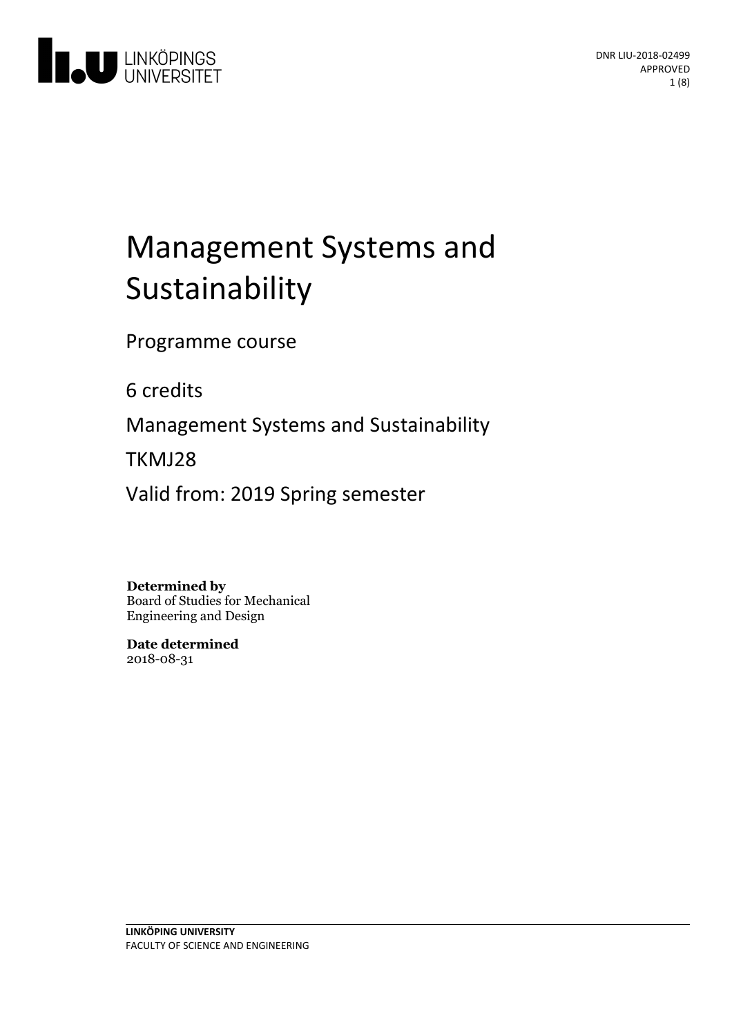DNR LIU-2018-02499
APPROVED

# Management Systems and Sustainability

Programme course

6 credits

Management Systems and Sustainability

TKMJ28

Valid from: 2019 Spring semester

**Determined by**
Board of Studies for Mechanical Engineering and Design

**Date determined**
2018-08-31

**LINKÖPING UNIVERSITY**
FACULTY OF SCIENCE AND ENGINEERING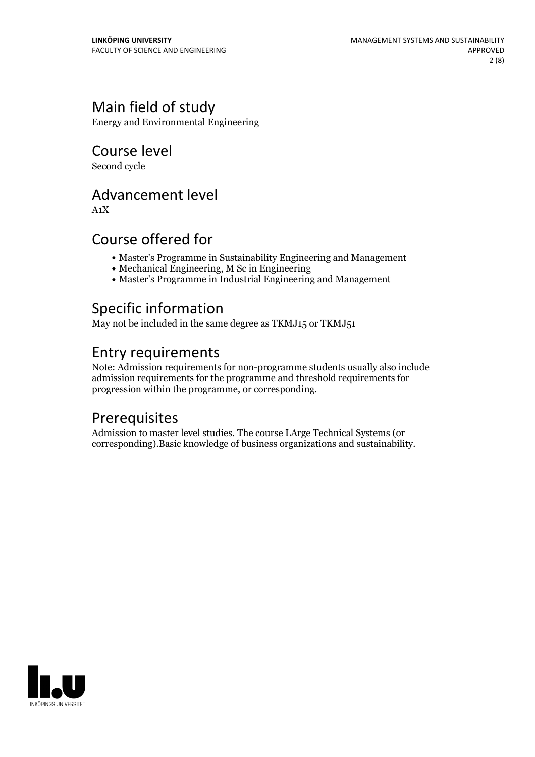## Main field of study

Energy and Environmental Engineering

## Course level

Second cycle

## Advancement level

A1X

## Course offered for

- Master's Programme in Sustainability Engineering and Management
- Mechanical Engineering, M Sc in Engineering
- Master's Programme in Industrial Engineering and Management

## Specific information

May not be included in the same degree as TKMJ15 or TKMJ51

## Entry requirements

Note: Admission requirements for non-programme students usually also include admission requirements for the programme and threshold requirements for progression within the programme, or corresponding.

## Prerequisites

Admission to master level studies. The course LArge Technical Systems (or corresponding).Basic knowledge of business organizations and sustainability.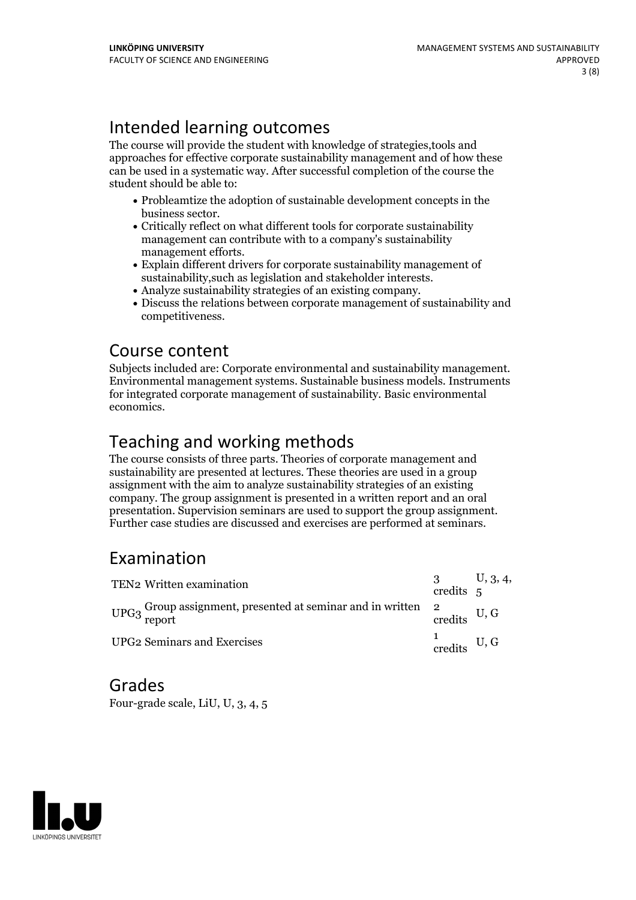## Intended learning outcomes

The course will provide the student with knowledge of strategies,tools and approaches for effective corporate sustainability management and of how these can be used in a systematic way. After successful completion of the course the student should be able to:

- Probleamtize the adoption of sustainable development concepts in the business sector.
- Critically reflect on what different tools for corporate sustainability management can contribute with to a company's sustainability management efforts.
- Explain different drivers for corporate sustainability management of sustainability,such as legislation and stakeholder interests.
- Analyze sustainability strategies of an existing company.
- Discuss the relations between corporate management of sustainability and competitiveness.

## Course content

Subjects included are: Corporate environmental and sustainability management. Environmental management systems. Sustainable business models. Instruments for integrated corporate management of sustainability. Basic environmental economics.

## Teaching and working methods

The course consists of three parts. Theories of corporate management and sustainability are presented at lectures. These theories are used in a group assignment with the aim to analyze sustainability strategies of an existing company. The group assignment is presented in a written report and an oral presentation. Supervision seminars are used to support the group assignment. Further case studies are discussed and exercises are performed at seminars.

## Examination

| | | | |
|---|---|---|---|
| TEN2 | Written examination | 3 credits | U, 3, 4, 5 |
| UPG3 | Group assignment, presented at seminar and in written report | 2 credits | U, G |
| UPG2 | Seminars and Exercises | 1 credits | U, G |

## Grades

Four-grade scale, LiU, U, 3, 4, 5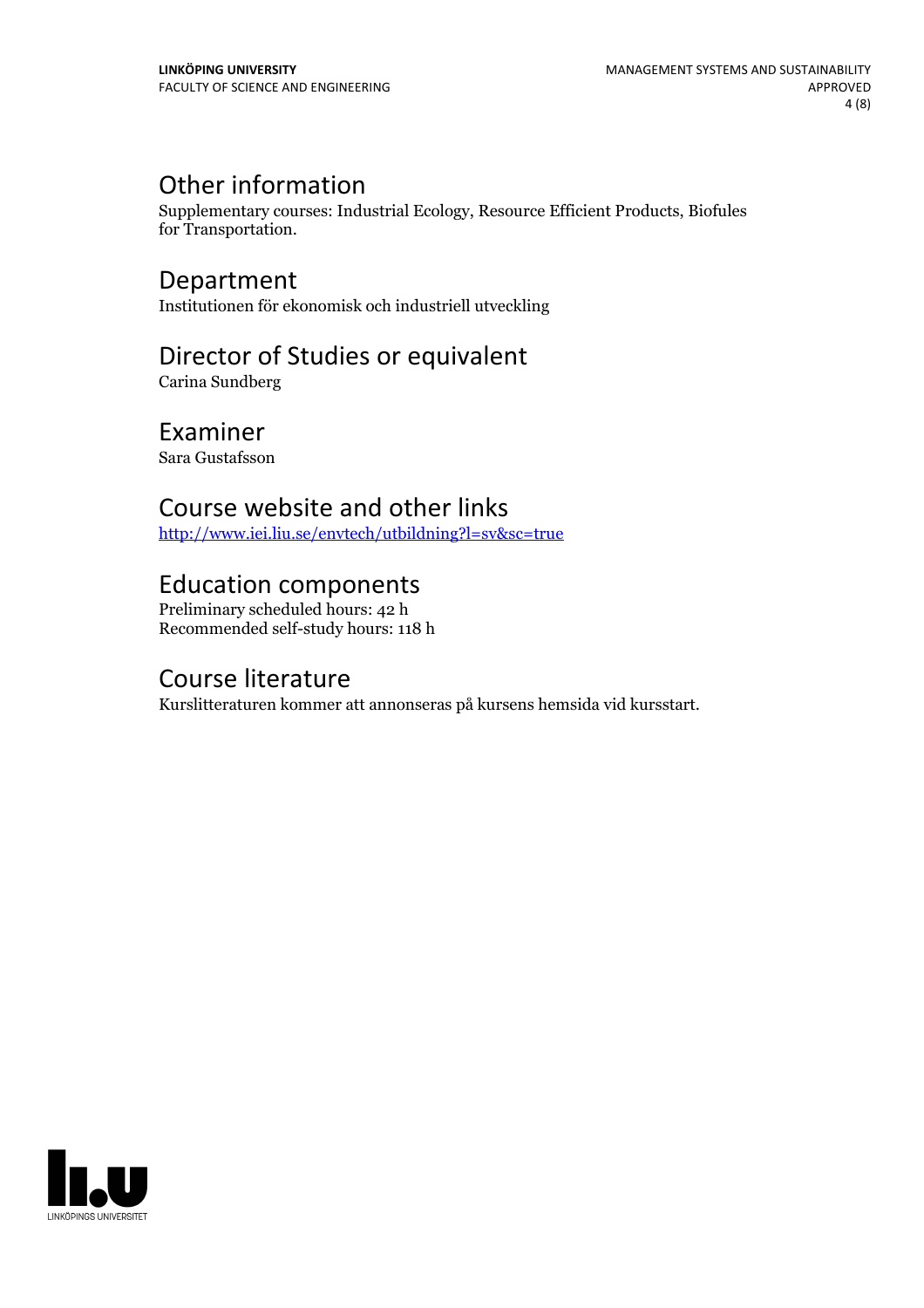## Other information

Supplementary courses: Industrial Ecology, Resource Efficient Products, Biofules for Transportation.

## Department

Institutionen för ekonomisk och industriell utveckling

## Director of Studies or equivalent

Carina Sundberg

## Examiner

Sara Gustafsson

## Course website and other links

http://www.iei.liu.se/envtech/utbildning?l=sv&sc=true

## Education components

Preliminary scheduled hours: 42 h
Recommended self-study hours: 118 h

## Course literature

Kurslitteraturen kommer att annonseras på kursens hemsida vid kursstart.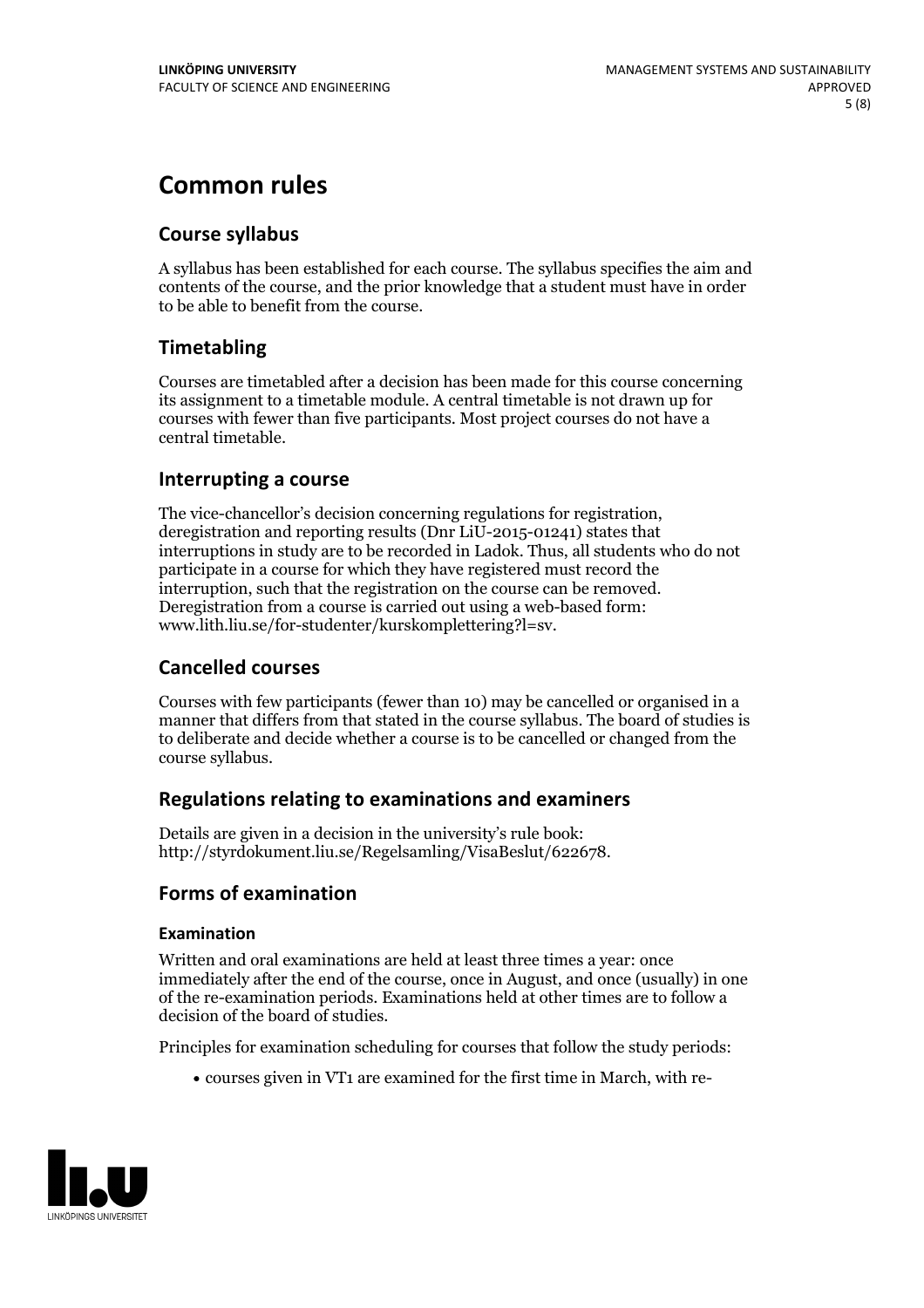# Common rules

## Course syllabus

A syllabus has been established for each course. The syllabus specifies the aim and contents of the course, and the prior knowledge that a student must have in order to be able to benefit from the course.

## Timetabling

Courses are timetabled after a decision has been made for this course concerning its assignment to a timetable module. A central timetable is not drawn up for courses with fewer than five participants. Most project courses do not have a central timetable.

## Interrupting a course

The vice-chancellor's decision concerning regulations for registration, deregistration and reporting results (Dnr LiU-2015-01241) states that interruptions in study are to be recorded in Ladok. Thus, all students who do not participate in a course for which they have registered must record the interruption, such that the registration on the course can be removed. Deregistration from a course is carried out using a web-based form: www.lith.liu.se/for-studenter/kurskomplettering?l=sv.

## Cancelled courses

Courses with few participants (fewer than 10) may be cancelled or organised in a manner that differs from that stated in the course syllabus. The board of studies is to deliberate and decide whether a course is to be cancelled or changed from the course syllabus.

## Regulations relating to examinations and examiners

Details are given in a decision in the university's rule book: http://styrdokument.liu.se/Regelsamling/VisaBeslut/622678.

## Forms of examination

### Examination

Written and oral examinations are held at least three times a year: once immediately after the end of the course, once in August, and once (usually) in one of the re-examination periods. Examinations held at other times are to follow a decision of the board of studies.

Principles for examination scheduling for courses that follow the study periods:

- courses given in VT1 are examined for the first time in March, with re-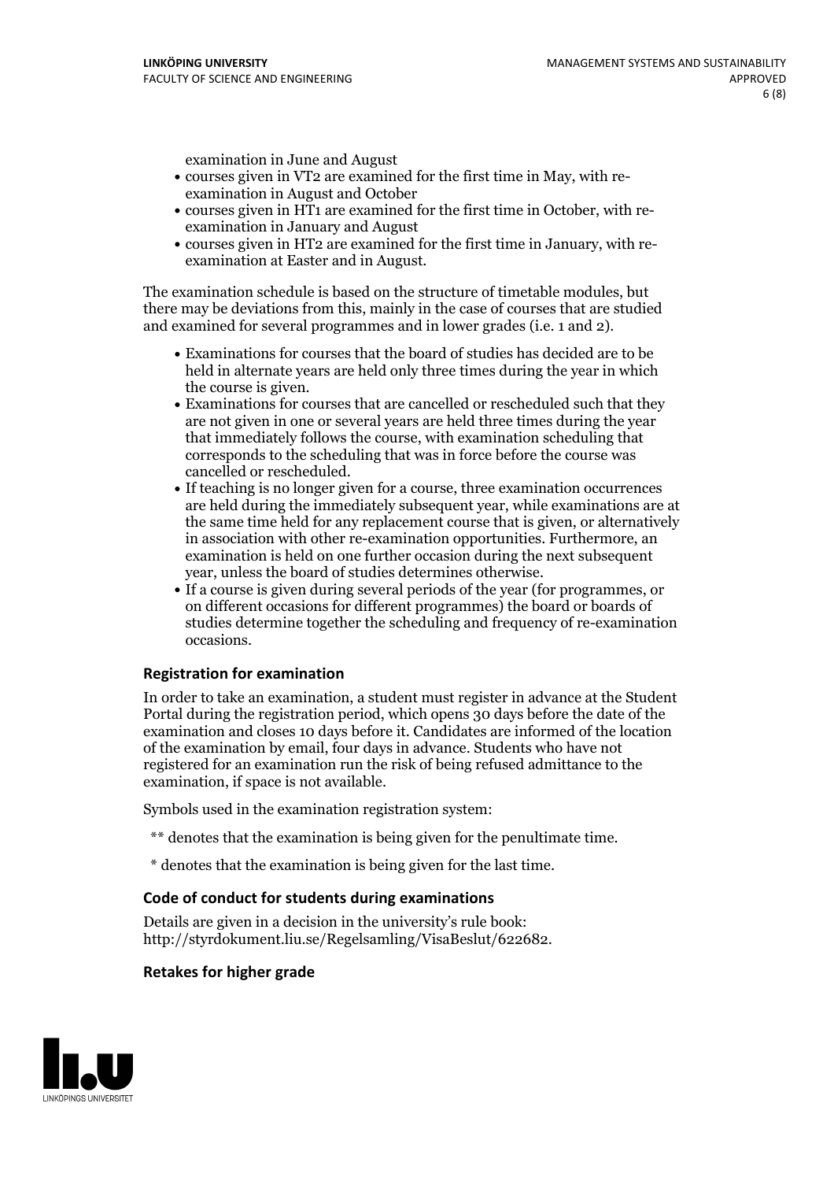examination in June and August

- courses given in VT2 are examined for the first time in May, with re-examination in August and October
- courses given in HT1 are examined for the first time in October, with re-examination in January and August
- courses given in HT2 are examined for the first time in January, with re-examination at Easter and in August.

The examination schedule is based on the structure of timetable modules, but there may be deviations from this, mainly in the case of courses that are studied and examined for several programmes and in lower grades (i.e. 1 and 2).

- Examinations for courses that the board of studies has decided are to be held in alternate years are held only three times during the year in which the course is given.
- Examinations for courses that are cancelled or rescheduled such that they are not given in one or several years are held three times during the year that immediately follows the course, with examination scheduling that corresponds to the scheduling that was in force before the course was cancelled or rescheduled.
- If teaching is no longer given for a course, three examination occurrences are held during the immediately subsequent year, while examinations are at the same time held for any replacement course that is given, or alternatively in association with other re-examination opportunities. Furthermore, an examination is held on one further occasion during the next subsequent year, unless the board of studies determines otherwise.
- If a course is given during several periods of the year (for programmes, or on different occasions for different programmes) the board or boards of studies determine together the scheduling and frequency of re-examination occasions.

### Registration for examination

In order to take an examination, a student must register in advance at the Student Portal during the registration period, which opens 30 days before the date of the examination and closes 10 days before it. Candidates are informed of the location of the examination by email, four days in advance. Students who have not registered for an examination run the risk of being refused admittance to the examination, if space is not available.

Symbols used in the examination registration system:

** denotes that the examination is being given for the penultimate time.

* denotes that the examination is being given for the last time.

### Code of conduct for students during examinations

Details are given in a decision in the university's rule book: http://styrdokument.liu.se/Regelsamling/VisaBeslut/622682.

### Retakes for higher grade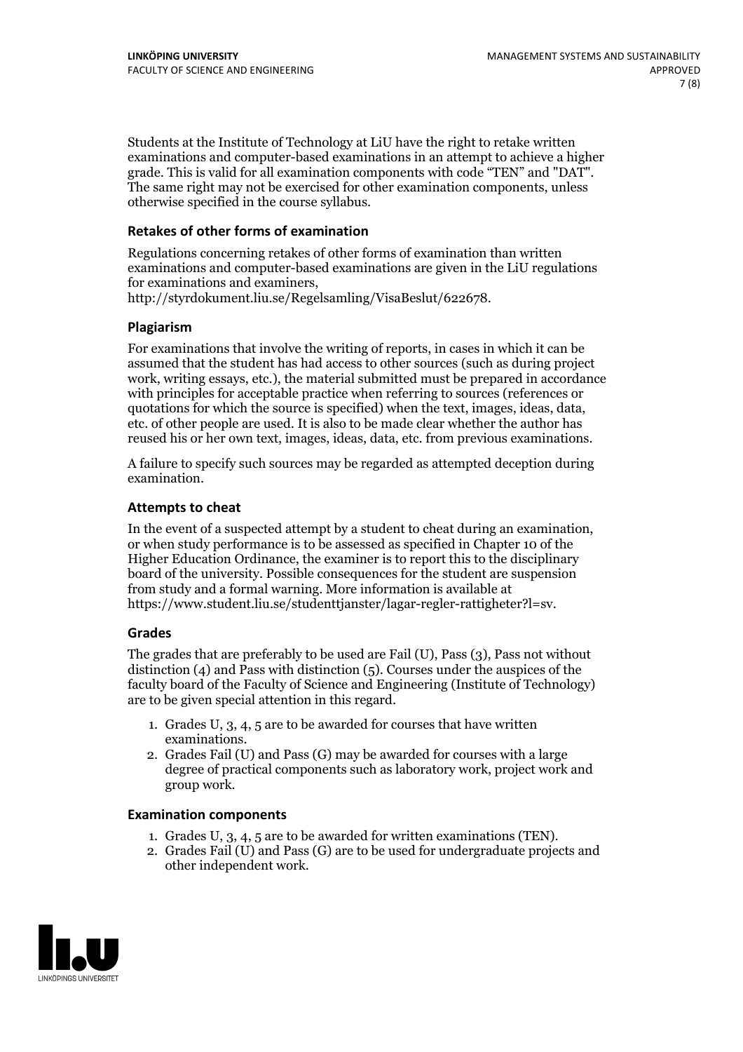Students at the Institute of Technology at LiU have the right to retake written examinations and computer-based examinations in an attempt to achieve a higher grade. This is valid for all examination components with code "TEN" and "DAT". The same right may not be exercised for other examination components, unless otherwise specified in the course syllabus.

### Retakes of other forms of examination

Regulations concerning retakes of other forms of examination than written examinations and computer-based examinations are given in the LiU regulations for examinations and examiners, http://styrdokument.liu.se/Regelsamling/VisaBeslut/622678.

### Plagiarism

For examinations that involve the writing of reports, in cases in which it can be assumed that the student has had access to other sources (such as during project work, writing essays, etc.), the material submitted must be prepared in accordance with principles for acceptable practice when referring to sources (references or quotations for which the source is specified) when the text, images, ideas, data, etc. of other people are used. It is also to be made clear whether the author has reused his or her own text, images, ideas, data, etc. from previous examinations.

A failure to specify such sources may be regarded as attempted deception during examination.

### Attempts to cheat

In the event of a suspected attempt by a student to cheat during an examination, or when study performance is to be assessed as specified in Chapter 10 of the Higher Education Ordinance, the examiner is to report this to the disciplinary board of the university. Possible consequences for the student are suspension from study and a formal warning. More information is available at https://www.student.liu.se/studenttjanster/lagar-regler-rattigheter?l=sv.

### Grades

The grades that are preferably to be used are Fail (U), Pass (3), Pass not without distinction (4) and Pass with distinction (5). Courses under the auspices of the faculty board of the Faculty of Science and Engineering (Institute of Technology) are to be given special attention in this regard.

1. Grades U, 3, 4, 5 are to be awarded for courses that have written examinations.
2. Grades Fail (U) and Pass (G) may be awarded for courses with a large degree of practical components such as laboratory work, project work and group work.

### Examination components

1. Grades U, 3, 4, 5 are to be awarded for written examinations (TEN).
2. Grades Fail (U) and Pass (G) are to be used for undergraduate projects and other independent work.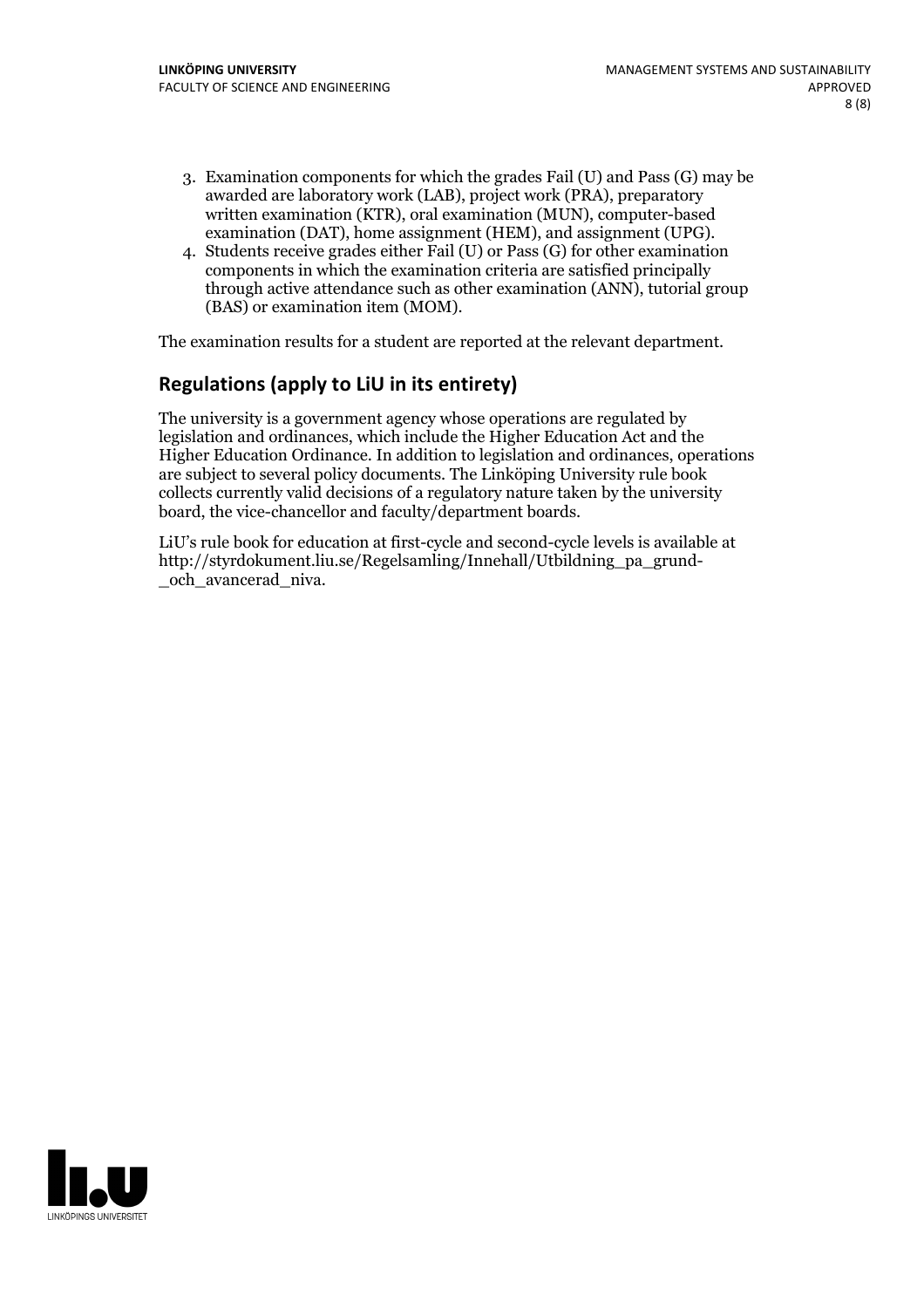3. Examination components for which the grades Fail (U) and Pass (G) may be awarded are laboratory work (LAB), project work (PRA), preparatory written examination (KTR), oral examination (MUN), computer-based examination (DAT), home assignment (HEM), and assignment (UPG).
4. Students receive grades either Fail (U) or Pass (G) for other examination components in which the examination criteria are satisfied principally through active attendance such as other examination (ANN), tutorial group (BAS) or examination item (MOM).

The examination results for a student are reported at the relevant department.

## Regulations (apply to LiU in its entirety)

The university is a government agency whose operations are regulated by legislation and ordinances, which include the Higher Education Act and the Higher Education Ordinance. In addition to legislation and ordinances, operations are subject to several policy documents. The Linköping University rule book collects currently valid decisions of a regulatory nature taken by the university board, the vice-chancellor and faculty/department boards.

LiU's rule book for education at first-cycle and second-cycle levels is available at http://styrdokument.liu.se/Regelsamling/Innehall/Utbildning_pa_grund-_och_avancerad_niva.